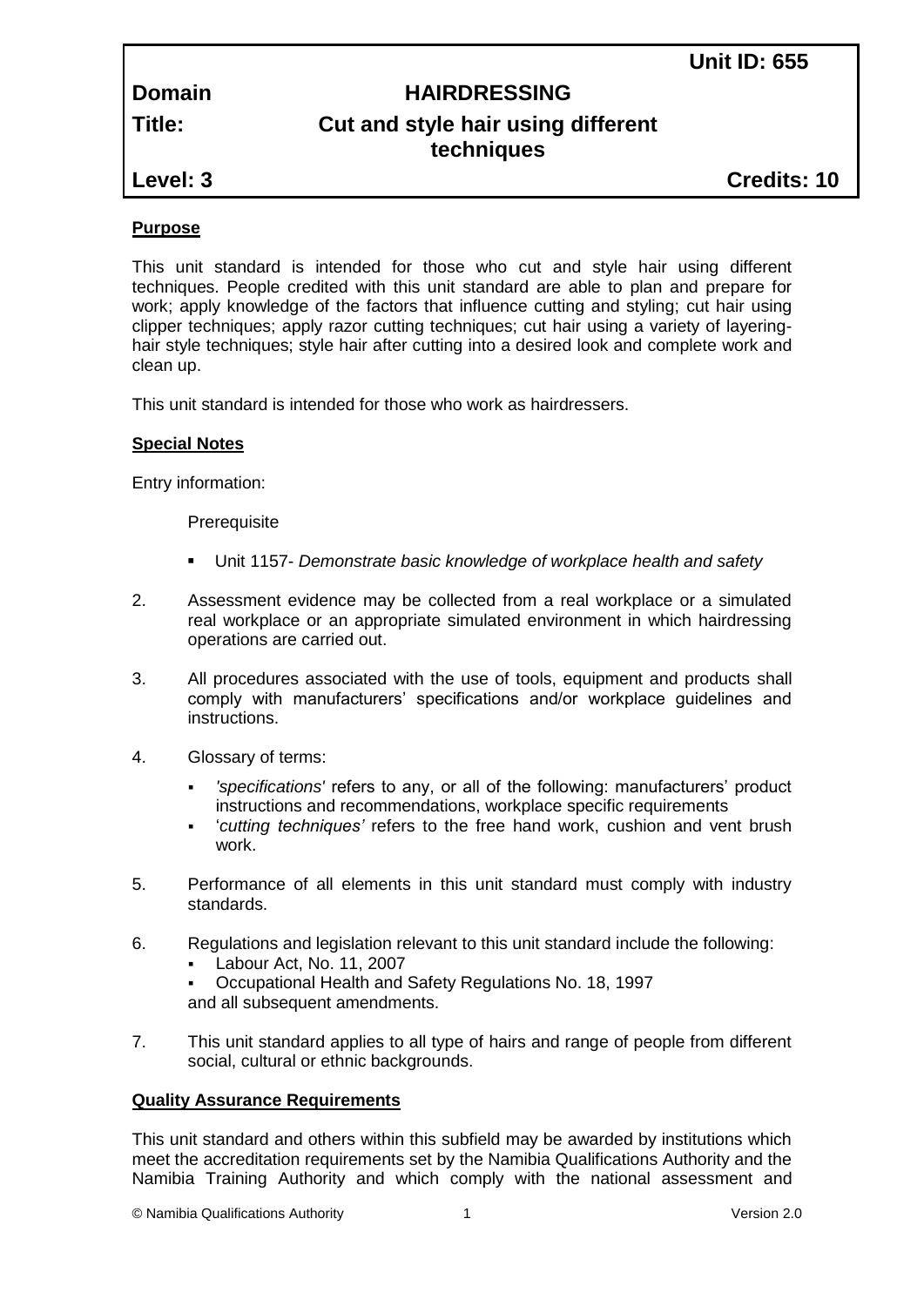**Unit ID: 655**

| | |
|---|---|
| **Domain** | **HAIRDRESSING** |
| **Title:** | **Cut and style hair using different techniques** |
| **Level: 3** | **Credits: 10** |

**Purpose**

This unit standard is intended for those who cut and style hair using different techniques. People credited with this unit standard are able to plan and prepare for work; apply knowledge of the factors that influence cutting and styling; cut hair using clipper techniques; apply razor cutting techniques; cut hair using a variety of layering-hair style techniques; style hair after cutting into a desired look and complete work and clean up.

This unit standard is intended for those who work as hairdressers.

**Special Notes**

Entry information:

Prerequisite

- Unit 1157- *Demonstrate basic knowledge of workplace health and safety*

2. Assessment evidence may be collected from a real workplace or a simulated real workplace or an appropriate simulated environment in which hairdressing operations are carried out.

3. All procedures associated with the use of tools, equipment and products shall comply with manufacturers' specifications and/or workplace guidelines and instructions.

4. Glossary of terms:
   - *'specifications'* refers to any, or all of the following: manufacturers' product instructions and recommendations, workplace specific requirements
   - '*cutting techniques'* refers to the free hand work, cushion and vent brush work.

5. Performance of all elements in this unit standard must comply with industry standards.

6. Regulations and legislation relevant to this unit standard include the following:
   - Labour Act, No. 11, 2007
   - Occupational Health and Safety Regulations No. 18, 1997

   and all subsequent amendments.

7. This unit standard applies to all type of hairs and range of people from different social, cultural or ethnic backgrounds.

**Quality Assurance Requirements**

This unit standard and others within this subfield may be awarded by institutions which meet the accreditation requirements set by the Namibia Qualifications Authority and the Namibia Training Authority and which comply with the national assessment and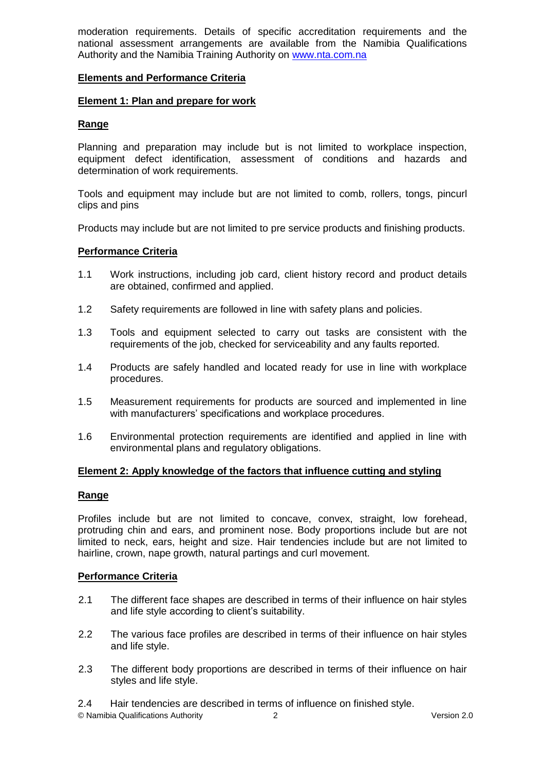moderation requirements. Details of specific accreditation requirements and the national assessment arrangements are available from the Namibia Qualifications Authority and the Namibia Training Authority on [www.nta.com.na](http://www.nta.com.na)

## Elements and Performance Criteria

### Element 1: Plan and prepare for work

#### Range

Planning and preparation may include but is not limited to workplace inspection, equipment defect identification, assessment of conditions and hazards and determination of work requirements.

Tools and equipment may include but are not limited to comb, rollers, tongs, pincurl clips and pins

Products may include but are not limited to pre service products and finishing products.

#### Performance Criteria

1.1 Work instructions, including job card, client history record and product details are obtained, confirmed and applied.

1.2 Safety requirements are followed in line with safety plans and policies.

1.3 Tools and equipment selected to carry out tasks are consistent with the requirements of the job, checked for serviceability and any faults reported.

1.4 Products are safely handled and located ready for use in line with workplace procedures.

1.5 Measurement requirements for products are sourced and implemented in line with manufacturers' specifications and workplace procedures.

1.6 Environmental protection requirements are identified and applied in line with environmental plans and regulatory obligations.

### Element 2: Apply knowledge of the factors that influence cutting and styling

#### Range

Profiles include but are not limited to concave, convex, straight, low forehead, protruding chin and ears, and prominent nose. Body proportions include but are not limited to neck, ears, height and size. Hair tendencies include but are not limited to hairline, crown, nape growth, natural partings and curl movement.

#### Performance Criteria

2.1 The different face shapes are described in terms of their influence on hair styles and life style according to client's suitability.

2.2 The various face profiles are described in terms of their influence on hair styles and life style.

2.3 The different body proportions are described in terms of their influence on hair styles and life style.

2.4 Hair tendencies are described in terms of influence on finished style.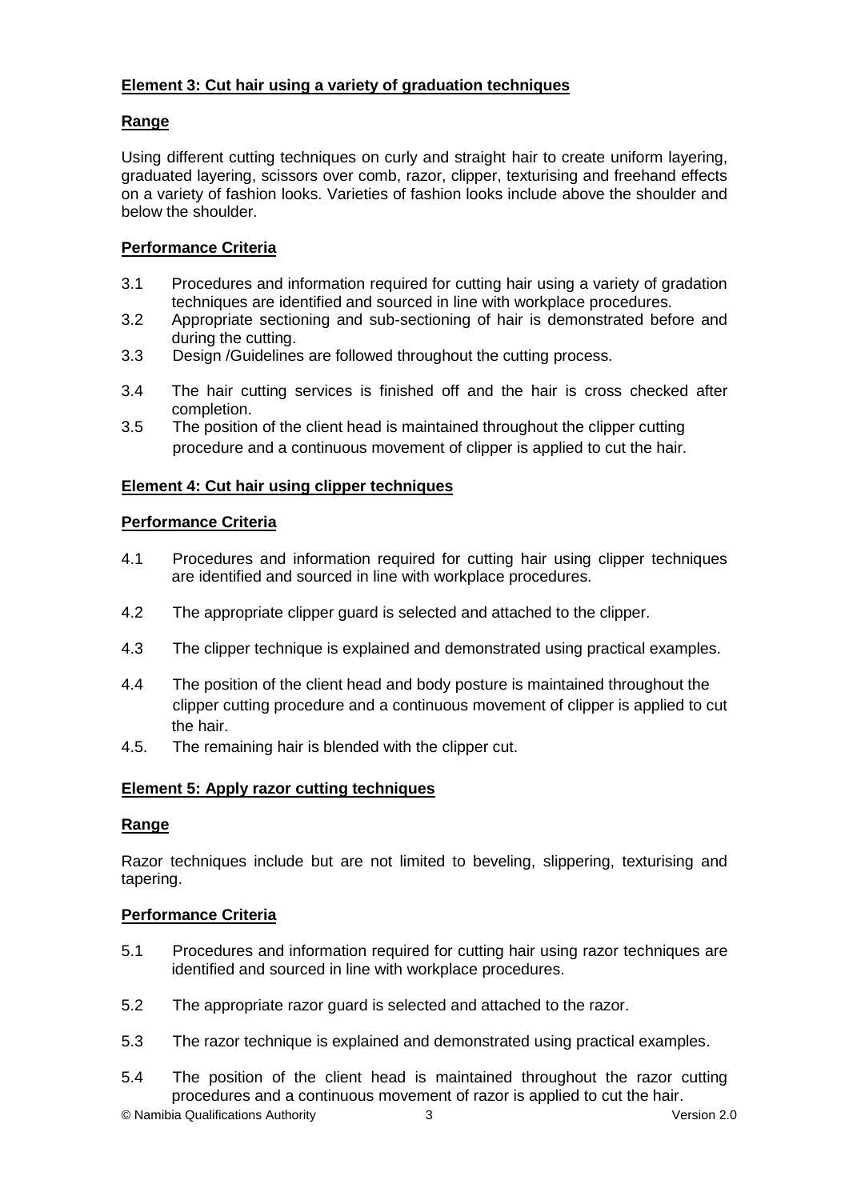**Element 3: Cut hair using a variety of graduation techniques**

**Range**

Using different cutting techniques on curly and straight hair to create uniform layering, graduated layering, scissors over comb, razor, clipper, texturising and freehand effects on a variety of fashion looks. Varieties of fashion looks include above the shoulder and below the shoulder.

**Performance Criteria**

3.1 Procedures and information required for cutting hair using a variety of gradation techniques are identified and sourced in line with workplace procedures.

3.2 Appropriate sectioning and sub-sectioning of hair is demonstrated before and during the cutting.

3.3 Design /Guidelines are followed throughout the cutting process.

3.4 The hair cutting services is finished off and the hair is cross checked after completion.

3.5 The position of the client head is maintained throughout the clipper cutting procedure and a continuous movement of clipper is applied to cut the hair.

**Element 4: Cut hair using clipper techniques**

**Performance Criteria**

4.1 Procedures and information required for cutting hair using clipper techniques are identified and sourced in line with workplace procedures.

4.2 The appropriate clipper guard is selected and attached to the clipper.

4.3 The clipper technique is explained and demonstrated using practical examples.

4.4 The position of the client head and body posture is maintained throughout the clipper cutting procedure and a continuous movement of clipper is applied to cut the hair.

4.5. The remaining hair is blended with the clipper cut.

**Element 5: Apply razor cutting techniques**

**Range**

Razor techniques include but are not limited to beveling, slippering, texturising and tapering.

**Performance Criteria**

5.1 Procedures and information required for cutting hair using razor techniques are identified and sourced in line with workplace procedures.

5.2 The appropriate razor guard is selected and attached to the razor.

5.3 The razor technique is explained and demonstrated using practical examples.

5.4 The position of the client head is maintained throughout the razor cutting procedures and a continuous movement of razor is applied to cut the hair.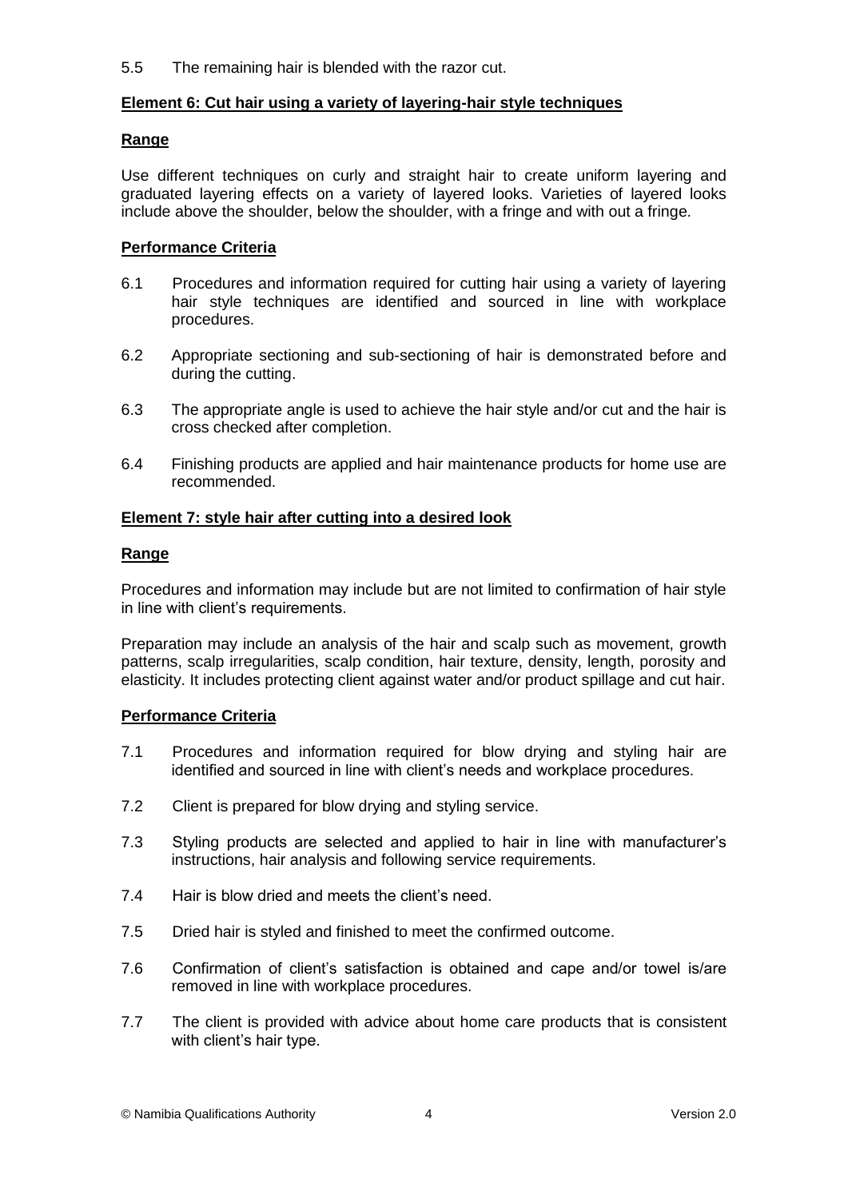5.5 The remaining hair is blended with the razor cut.

**Element 6: Cut hair using a variety of layering-hair style techniques**

**Range**

Use different techniques on curly and straight hair to create uniform layering and graduated layering effects on a variety of layered looks. Varieties of layered looks include above the shoulder, below the shoulder, with a fringe and with out a fringe.

**Performance Criteria**

6.1 Procedures and information required for cutting hair using a variety of layering hair style techniques are identified and sourced in line with workplace procedures.

6.2 Appropriate sectioning and sub-sectioning of hair is demonstrated before and during the cutting.

6.3 The appropriate angle is used to achieve the hair style and/or cut and the hair is cross checked after completion.

6.4 Finishing products are applied and hair maintenance products for home use are recommended.

**Element 7: style hair after cutting into a desired look**

**Range**

Procedures and information may include but are not limited to confirmation of hair style in line with client's requirements.

Preparation may include an analysis of the hair and scalp such as movement, growth patterns, scalp irregularities, scalp condition, hair texture, density, length, porosity and elasticity. It includes protecting client against water and/or product spillage and cut hair.

**Performance Criteria**

7.1 Procedures and information required for blow drying and styling hair are identified and sourced in line with client's needs and workplace procedures.

7.2 Client is prepared for blow drying and styling service.

7.3 Styling products are selected and applied to hair in line with manufacturer's instructions, hair analysis and following service requirements.

7.4 Hair is blow dried and meets the client's need.

7.5 Dried hair is styled and finished to meet the confirmed outcome.

7.6 Confirmation of client's satisfaction is obtained and cape and/or towel is/are removed in line with workplace procedures.

7.7 The client is provided with advice about home care products that is consistent with client's hair type.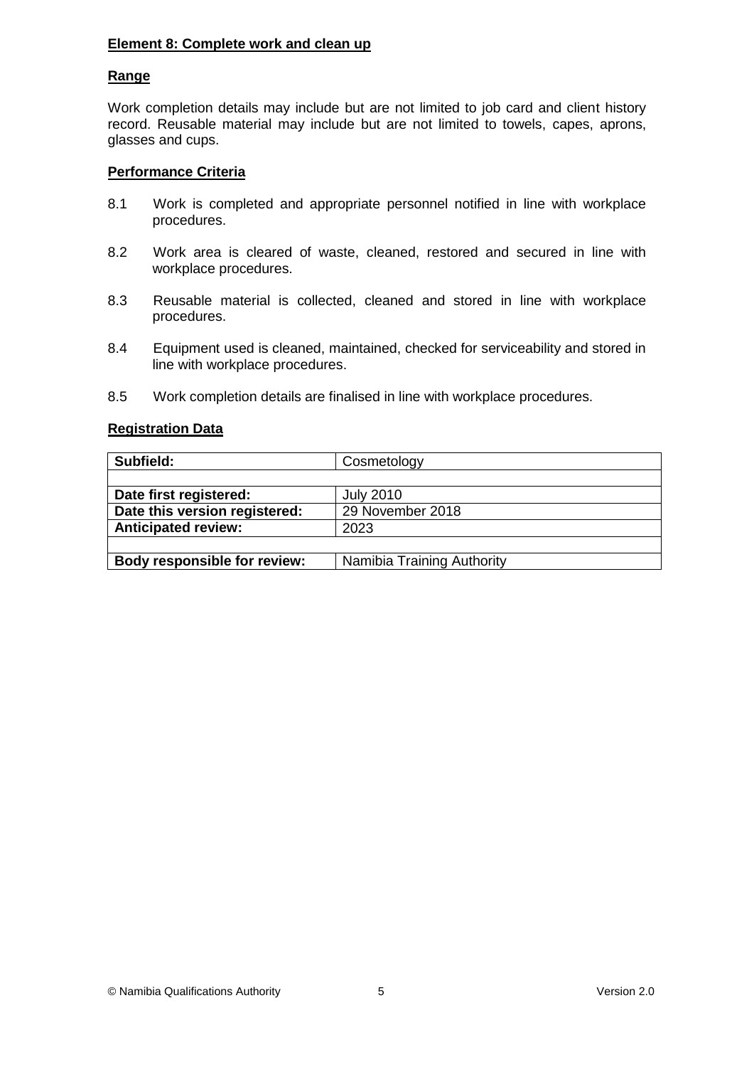**Element 8: Complete work and clean up**

**Range**

Work completion details may include but are not limited to job card and client history record. Reusable material may include but are not limited to towels, capes, aprons, glasses and cups.

**Performance Criteria**

8.1 Work is completed and appropriate personnel notified in line with workplace procedures.

8.2 Work area is cleared of waste, cleaned, restored and secured in line with workplace procedures.

8.3 Reusable material is collected, cleaned and stored in line with workplace procedures.

8.4 Equipment used is cleaned, maintained, checked for serviceability and stored in line with workplace procedures.

8.5 Work completion details are finalised in line with workplace procedures.

**Registration Data**

| | |
|---|---|
| **Subfield:** | Cosmetology |
| | |
| **Date first registered:** | July 2010 |
| **Date this version registered:** | 29 November 2018 |
| **Anticipated review:** | 2023 |
| | |
| **Body responsible for review:** | Namibia Training Authority |